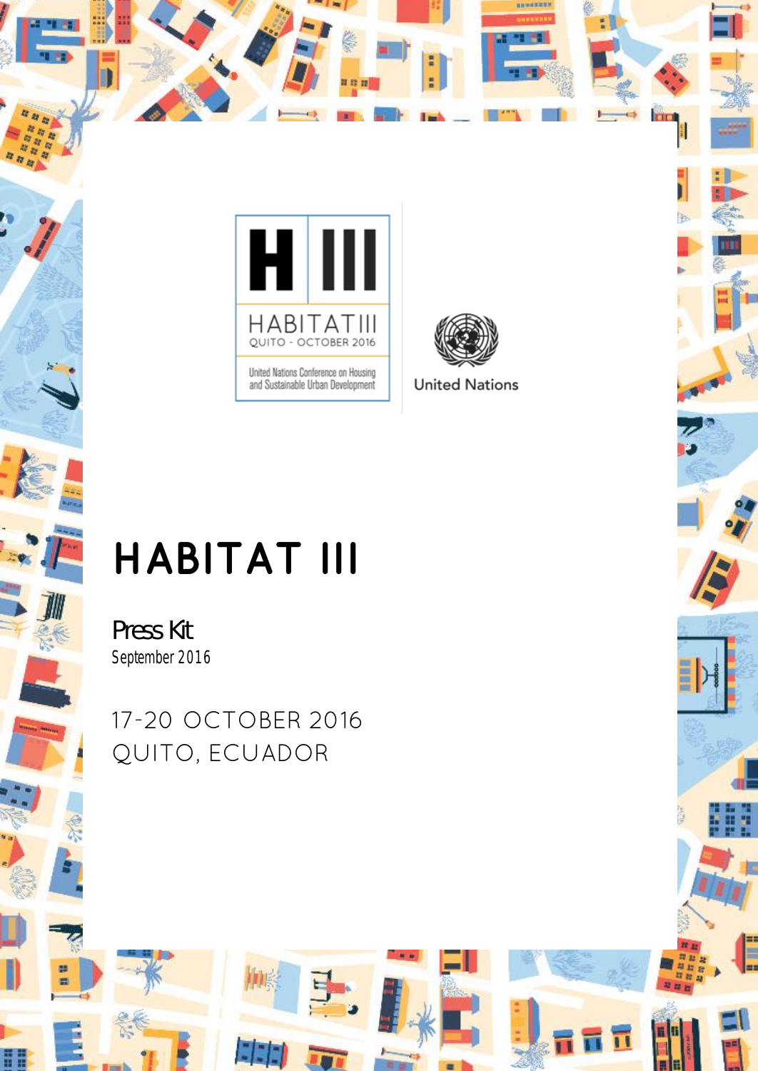H III

HABITAT III

QUITO - OCTOBER 2016

United Nations Conference on Housing and Sustainable Urban Development

United Nations

# HABITAT III

## Press Kit

September 2016

17-20 OCTOBER 2016

QUITO, ECUADOR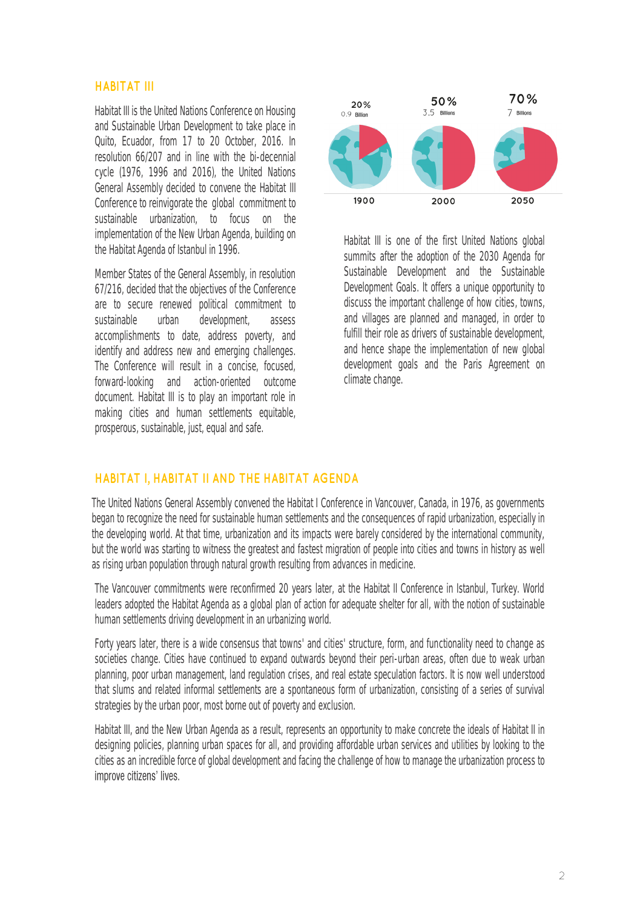## HABITAT III

Habitat III is the United Nations Conference on Housing and Sustainable Urban Development to take place in Quito, Ecuador, from 17 to 20 October, 2016. In resolution 66/207 and in line with the bi-decennial cycle (1976, 1996 and 2016), the United Nations General Assembly decided to convene the Habitat III Conference to reinvigorate the global commitment to sustainable urbanization, to focus on the implementation of the New Urban Agenda, building on the Habitat Agenda of Istanbul in 1996.

Member States of the General Assembly, in resolution 67/216, decided that the objectives of the Conference are to secure renewed political commitment to sustainable urban development, assess accomplishments to date, address poverty, and identify and address new and emerging challenges. The Conference will result in a concise, focused, forward-looking and action-oriented outcome document. Habitat III is to play an important role in making cities and human settlements equitable, prosperous, sustainable, just, equal and safe.

| 1900 | 2000 | 2050 |
|---|---|---|
| 20% | 50% | 70% |
| 0.9 Billion | 3.5 Billions | 7 Billions |

Habitat III is one of the first United Nations global summits after the adoption of the 2030 Agenda for Sustainable Development and the Sustainable Development Goals. It offers a unique opportunity to discuss the important challenge of how cities, towns, and villages are planned and managed, in order to fulfill their role as drivers of sustainable development, and hence shape the implementation of new global development goals and the Paris Agreement on climate change.

## HABITAT I, HABITAT II AND THE HABITAT AGENDA

The United Nations General Assembly convened the Habitat I Conference in Vancouver, Canada, in 1976, as governments began to recognize the need for sustainable human settlements and the consequences of rapid urbanization, especially in the developing world. At that time, urbanization and its impacts were barely considered by the international community, but the world was starting to witness the greatest and fastest migration of people into cities and towns in history as well as rising urban population through natural growth resulting from advances in medicine.

The Vancouver commitments were reconfirmed 20 years later, at the Habitat II Conference in Istanbul, Turkey. World leaders adopted the Habitat Agenda as a global plan of action for adequate shelter for all, with the notion of sustainable human settlements driving development in an urbanizing world.

Forty years later, there is a wide consensus that towns' and cities' structure, form, and functionality need to change as societies change. Cities have continued to expand outwards beyond their peri-urban areas, often due to weak urban planning, poor urban management, land regulation crises, and real estate speculation factors. It is now well understood that slums and related informal settlements are a spontaneous form of urbanization, consisting of a series of survival strategies by the urban poor, most borne out of poverty and exclusion.

Habitat III, and the New Urban Agenda as a result, represents an opportunity to make concrete the ideals of Habitat II in designing policies, planning urban spaces for all, and providing affordable urban services and utilities by looking to the cities as an incredible force of global development and facing the challenge of how to manage the urbanization process to improve citizens' lives.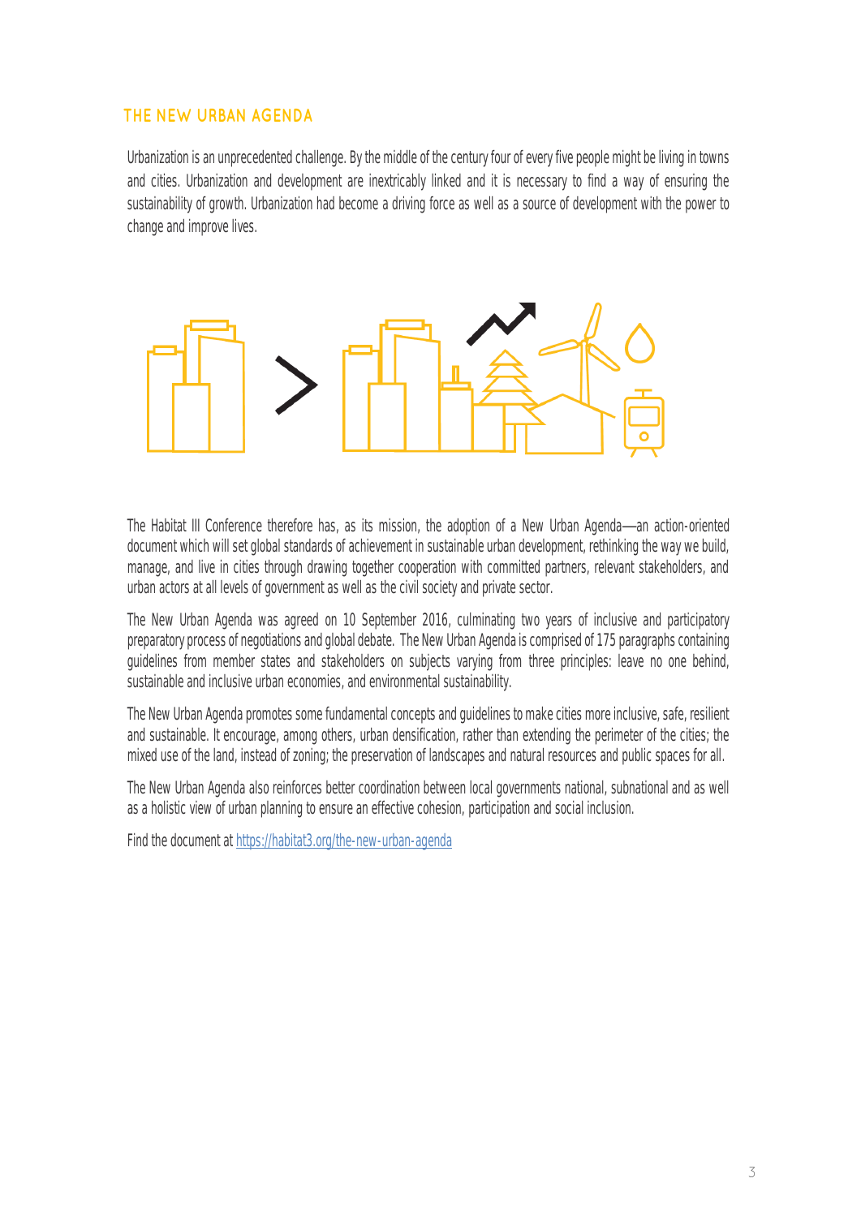## THE NEW URBAN AGENDA

Urbanization is an unprecedented challenge. By the middle of the century four of every five people might be living in towns and cities. Urbanization and development are inextricably linked and it is necessary to find a way of ensuring the sustainability of growth. Urbanization had become a driving force as well as a source of development with the power to change and improve lives.

The Habitat III Conference therefore has, as its mission, the adoption of a New Urban Agenda—an action-oriented document which will set global standards of achievement in sustainable urban development, rethinking the way we build, manage, and live in cities through drawing together cooperation with committed partners, relevant stakeholders, and urban actors at all levels of government as well as the civil society and private sector.

The New Urban Agenda was agreed on 10 September 2016, culminating two years of inclusive and participatory preparatory process of negotiations and global debate. The New Urban Agenda is comprised of 175 paragraphs containing guidelines from member states and stakeholders on subjects varying from three principles: leave no one behind, sustainable and inclusive urban economies, and environmental sustainability.

The New Urban Agenda promotes some fundamental concepts and guidelines to make cities more inclusive, safe, resilient and sustainable. It encourage, among others, urban densification, rather than extending the perimeter of the cities; the mixed use of the land, instead of zoning; the preservation of landscapes and natural resources and public spaces for all.

The New Urban Agenda also reinforces better coordination between local governments national, subnational and as well as a holistic view of urban planning to ensure an effective cohesion, participation and social inclusion.

Find the document at [https://habitat3.org/the-new-urban-agenda](https://habitat3.org/the-new-urban-agenda)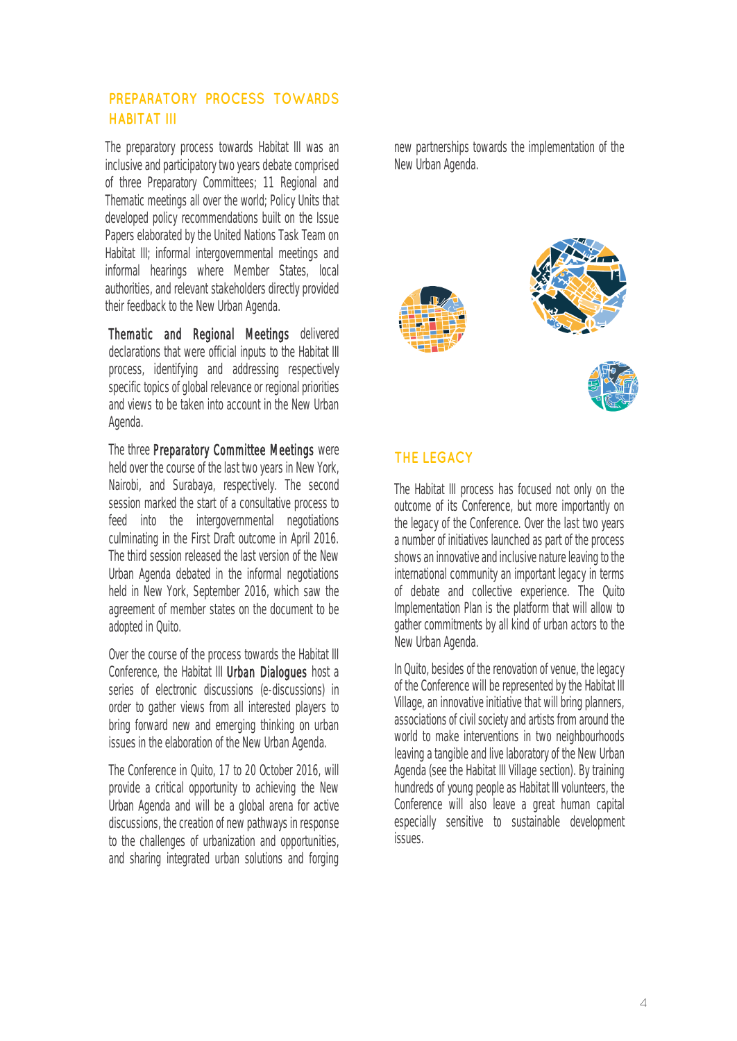## PREPARATORY PROCESS TOWARDS HABITAT III

The preparatory process towards Habitat III was an inclusive and participatory two years debate comprised of three Preparatory Committees; 11 Regional and Thematic meetings all over the world; Policy Units that developed policy recommendations built on the Issue Papers elaborated by the United Nations Task Team on Habitat III; informal intergovernmental meetings and informal hearings where Member States, local authorities, and relevant stakeholders directly provided their feedback to the New Urban Agenda.

**Thematic and Regional Meetings** delivered declarations that were official inputs to the Habitat III process, identifying and addressing respectively specific topics of global relevance or regional priorities and views to be taken into account in the New Urban Agenda.

The three **Preparatory Committee Meetings** were held over the course of the last two years in New York, Nairobi, and Surabaya, respectively. The second session marked the start of a consultative process to feed into the intergovernmental negotiations culminating in the First Draft outcome in April 2016. The third session released the last version of the New Urban Agenda debated in the informal negotiations held in New York, September 2016, which saw the agreement of member states on the document to be adopted in Quito.

Over the course of the process towards the Habitat III Conference, the Habitat III **Urban Dialogues** host a series of electronic discussions (e-discussions) in order to gather views from all interested players to bring forward new and emerging thinking on urban issues in the elaboration of the New Urban Agenda.

The Conference in Quito, 17 to 20 October 2016, will provide a critical opportunity to achieving the New Urban Agenda and will be a global arena for active discussions, the creation of new pathways in response to the challenges of urbanization and opportunities, and sharing integrated urban solutions and forging new partnerships towards the implementation of the New Urban Agenda.

## THE LEGACY

The Habitat III process has focused not only on the outcome of its Conference, but more importantly on the legacy of the Conference. Over the last two years a number of initiatives launched as part of the process shows an innovative and inclusive nature leaving to the international community an important legacy in terms of debate and collective experience. The Quito Implementation Plan is the platform that will allow to gather commitments by all kind of urban actors to the New Urban Agenda.

In Quito, besides of the renovation of venue, the legacy of the Conference will be represented by the Habitat III Village, an innovative initiative that will bring planners, associations of civil society and artists from around the world to make interventions in two neighbourhoods leaving a tangible and live laboratory of the New Urban Agenda (see the Habitat III Village section). By training hundreds of young people as Habitat III volunteers, the Conference will also leave a great human capital especially sensitive to sustainable development issues.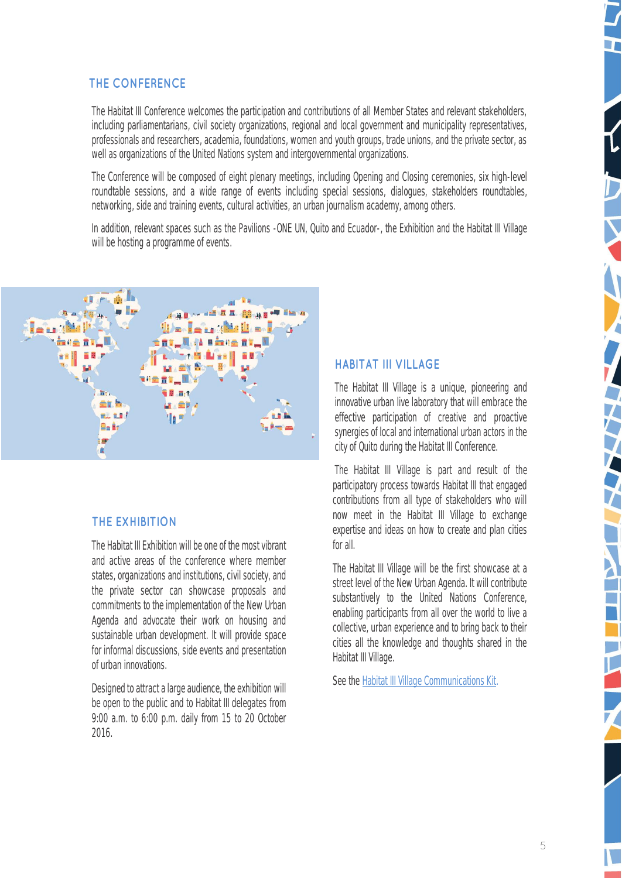## THE CONFERENCE

The Habitat III Conference welcomes the participation and contributions of all Member States and relevant stakeholders, including parliamentarians, civil society organizations, regional and local government and municipality representatives, professionals and researchers, academia, foundations, women and youth groups, trade unions, and the private sector, as well as organizations of the United Nations system and intergovernmental organizations.

The Conference will be composed of eight plenary meetings, including Opening and Closing ceremonies, six high-level roundtable sessions, and a wide range of events including special sessions, dialogues, stakeholders roundtables, networking, side and training events, cultural activities, an urban journalism academy, among others.

In addition, relevant spaces such as the Pavilions -ONE UN, Quito and Ecuador-, the Exhibition and the Habitat III Village will be hosting a programme of events.

## THE EXHIBITION

The Habitat III Exhibition will be one of the most vibrant and active areas of the conference where member states, organizations and institutions, civil society, and the private sector can showcase proposals and commitments to the implementation of the New Urban Agenda and advocate their work on housing and sustainable urban development. It will provide space for informal discussions, side events and presentation of urban innovations.

Designed to attract a large audience, the exhibition will be open to the public and to Habitat III delegates from 9:00 a.m. to 6:00 p.m. daily from 15 to 20 October 2016.

## HABITAT III VILLAGE

The Habitat III Village is a unique, pioneering and innovative urban live laboratory that will embrace the effective participation of creative and proactive synergies of local and international urban actors in the city of Quito during the Habitat III Conference.

The Habitat III Village is part and result of the participatory process towards Habitat III that engaged contributions from all type of stakeholders who will now meet in the Habitat III Village to exchange expertise and ideas on how to create and plan cities for all.

The Habitat III Village will be the first showcase at a street level of the New Urban Agenda. It will contribute substantively to the United Nations Conference, enabling participants from all over the world to live a collective, urban experience and to bring back to their cities all the knowledge and thoughts shared in the Habitat III Village.

See the Habitat III Village Communications Kit.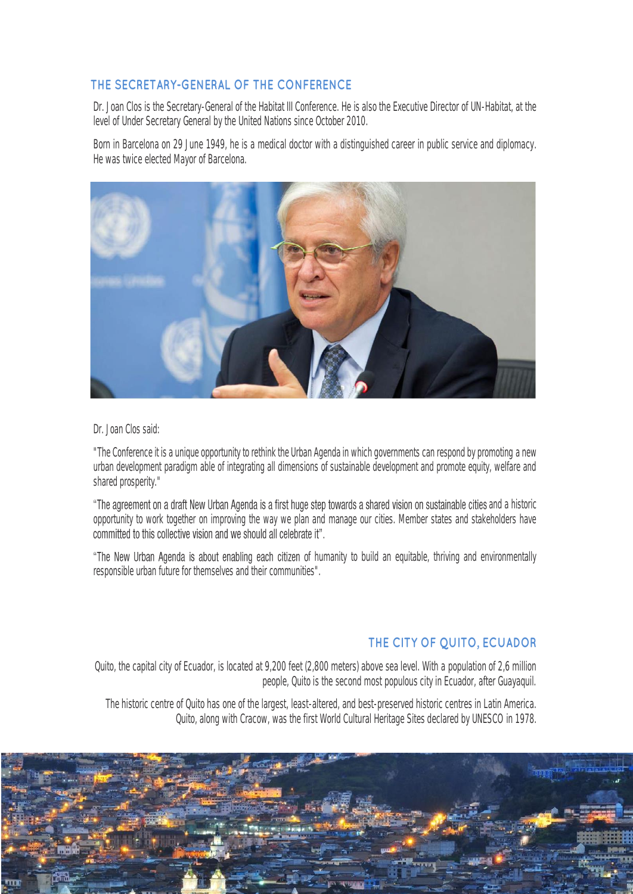## THE SECRETARY-GENERAL OF THE CONFERENCE

Dr. Joan Clos is the Secretary-General of the Habitat III Conference. He is also the Executive Director of UN-Habitat, at the level of Under Secretary General by the United Nations since October 2010.

Born in Barcelona on 29 June 1949, he is a medical doctor with a distinguished career in public service and diplomacy. He was twice elected Mayor of Barcelona.

Dr. Joan Clos said:

"The Conference it is a unique opportunity to rethink the Urban Agenda in which governments can respond by promoting a new urban development paradigm able of integrating all dimensions of sustainable development and promote equity, welfare and shared prosperity."

"The agreement on a draft New Urban Agenda is a first huge step towards a shared vision on sustainable cities and a historic opportunity to work together on improving the way we plan and manage our cities. Member states and stakeholders have committed to this collective vision and we should all celebrate it".

"The New Urban Agenda is about enabling each citizen of humanity to build an equitable, thriving and environmentally responsible urban future for themselves and their communities".

## THE CITY OF QUITO, ECUADOR

Quito, the capital city of Ecuador, is located at 9,200 feet (2,800 meters) above sea level. With a population of 2,6 million people, Quito is the second most populous city in Ecuador, after Guayaquil.

The historic centre of Quito has one of the largest, least-altered, and best-preserved historic centres in Latin America. Quito, along with Cracow, was the first World Cultural Heritage Sites declared by UNESCO in 1978.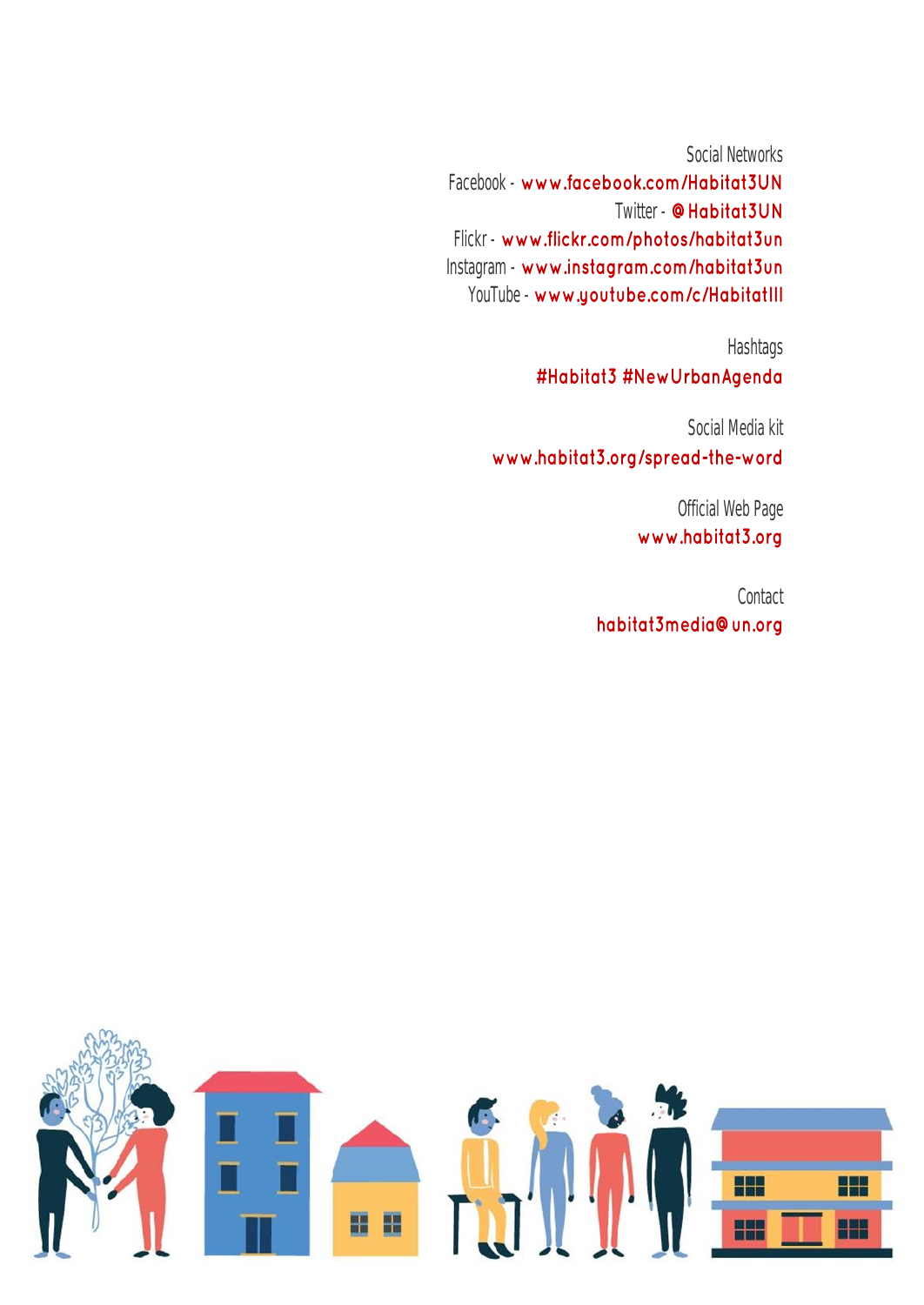Social Networks

Facebook - www.facebook.com/Habitat3UN

Twitter - @Habitat3UN

Flickr - www.flickr.com/photos/habitat3un

Instagram - www.instagram.com/habitat3un

YouTube - www.youtube.com/c/HabitatIII

Hashtags

#Habitat3 #NewUrbanAgenda

Social Media kit

www.habitat3.org/spread-the-word

Official Web Page

www.habitat3.org

Contact

habitat3media@un.org